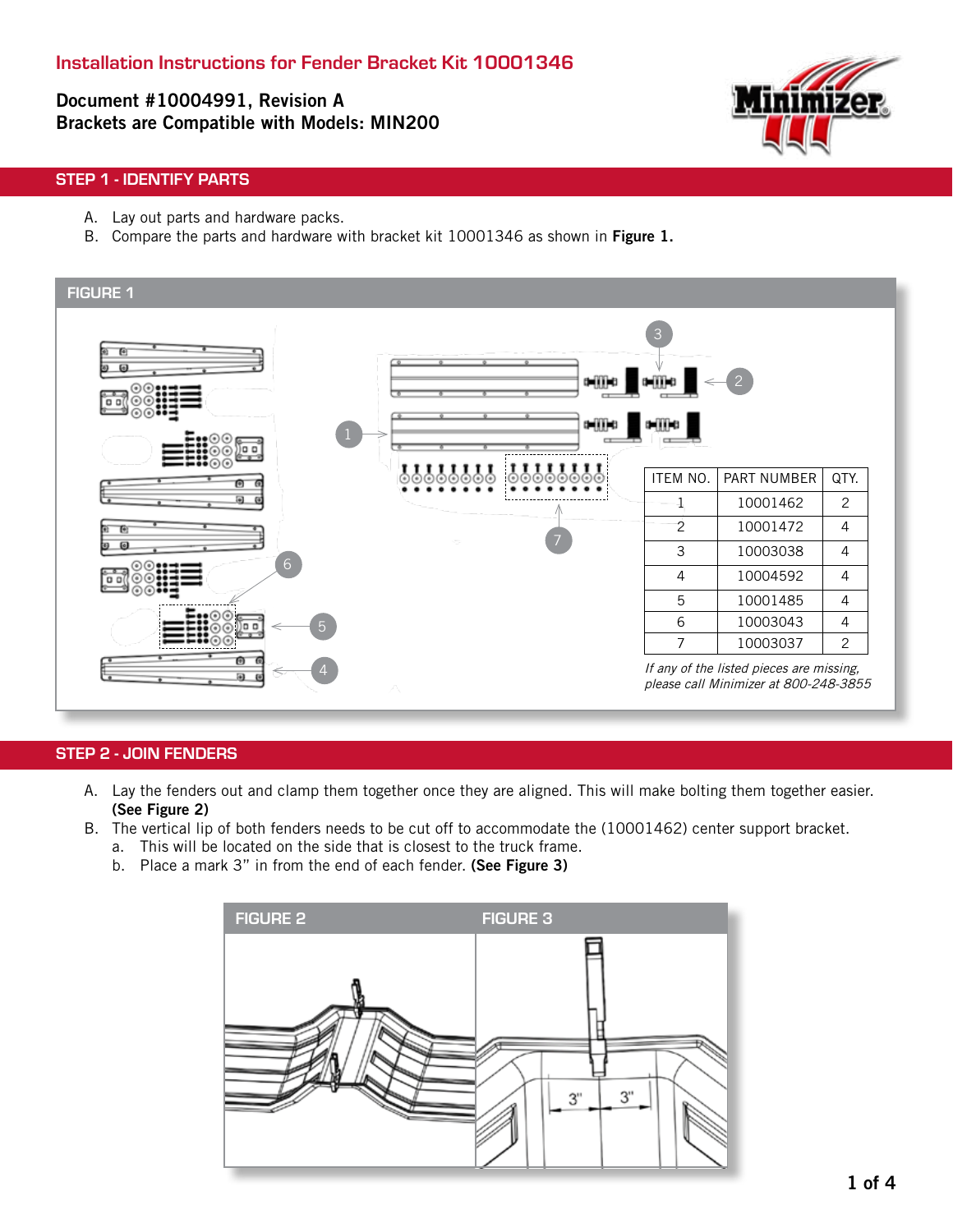# Installation Instructions for Fender Bracket Kit 10001346

**Document #10004991, Revision A**
**Brackets are Compatible with Models: MIN200**

## STEP 1 - IDENTIFY PARTS

A. Lay out parts and hardware packs.
B. Compare the parts and hardware with bracket kit 10001346 as shown in **Figure 1.**

FIGURE 1

| ITEM NO. | PART NUMBER | QTY. |
|---|---|---|
| 1 | 10001462 | 2 |
| 2 | 10001472 | 4 |
| 3 | 10003038 | 4 |
| 4 | 10004592 | 4 |
| 5 | 10001485 | 4 |
| 6 | 10003043 | 4 |
| 7 | 10003037 | 2 |

*If any of the listed pieces are missing, please call Minimizer at 800-248-3855*

## STEP 2 - JOIN FENDERS

A. Lay the fenders out and clamp them together once they are aligned. This will make bolting them together easier. **(See Figure 2)**
B. The vertical lip of both fenders needs to be cut off to accommodate the (10001462) center support bracket.
   a. This will be located on the side that is closest to the truck frame.
   b. Place a mark 3" in from the end of each fender. **(See Figure 3)**

FIGURE 2

FIGURE 3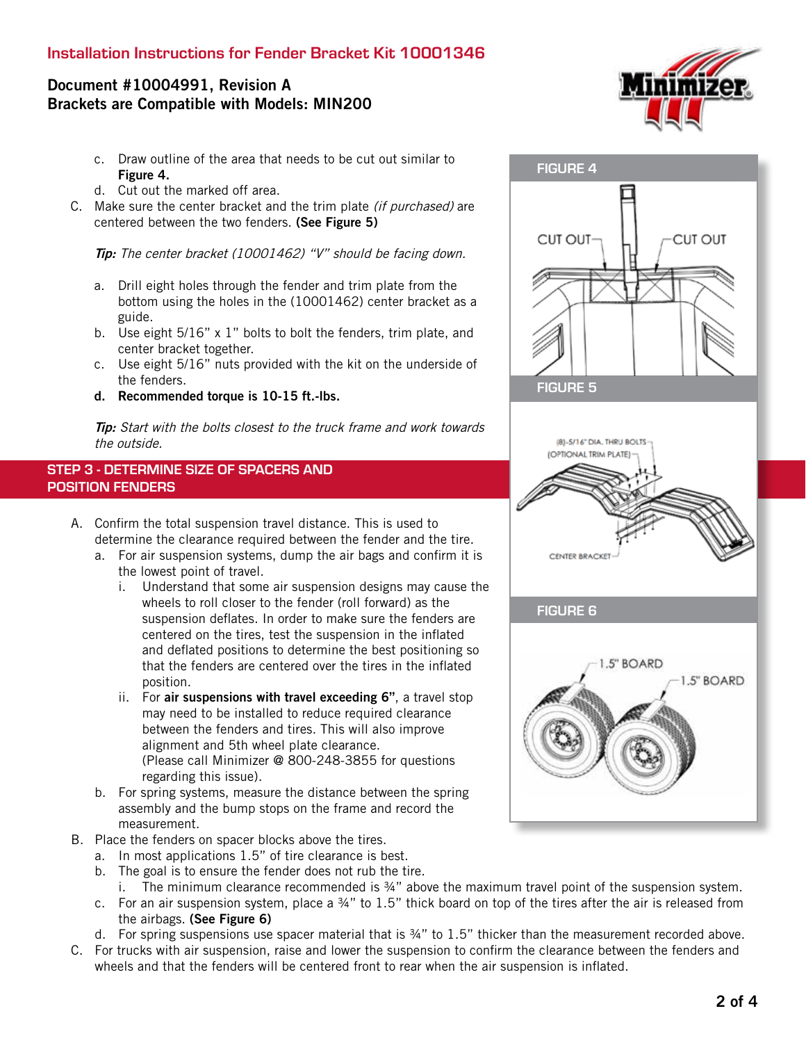c. Draw outline of the area that needs to be cut out similar to **Figure 4.**
d. Cut out the marked off area.

C. Make sure the center bracket and the trim plate *(if purchased)* are centered between the two fenders. **(See Figure 5)**

***Tip:*** *The center bracket (10001462) "V" should be facing down.*

a. Drill eight holes through the fender and trim plate from the bottom using the holes in the (10001462) center bracket as a guide.
b. Use eight 5/16" x 1" bolts to bolt the fenders, trim plate, and center bracket together.
c. Use eight 5/16" nuts provided with the kit on the underside of the fenders.
d. **Recommended torque is 10-15 ft.-lbs.**

***Tip:*** *Start with the bolts closest to the truck frame and work towards the outside.*

FIGURE 4

CUT OUT CUT OUT

FIGURE 5

(8)-5/16" DIA. THRU BOLTS
(OPTIONAL TRIM PLATE)
CENTER BRACKET

FIGURE 6

1.5" BOARD
1.5" BOARD

## STEP 3 - DETERMINE SIZE OF SPACERS AND POSITION FENDERS

A. Confirm the total suspension travel distance. This is used to determine the clearance required between the fender and the tire.
   a. For air suspension systems, dump the air bags and confirm it is the lowest point of travel.
      i. Understand that some air suspension designs may cause the wheels to roll closer to the fender (roll forward) as the suspension deflates. In order to make sure the fenders are centered on the tires, test the suspension in the inflated and deflated positions to determine the best positioning so that the fenders are centered over the tires in the inflated position.
      ii. For **air suspensions with travel exceeding 6"**, a travel stop may need to be installed to reduce required clearance between the fenders and tires. This will also improve alignment and 5th wheel plate clearance.
      (Please call Minimizer @ 800-248-3855 for questions regarding this issue).
   b. For spring systems, measure the distance between the spring assembly and the bump stops on the frame and record the measurement.

B. Place the fenders on spacer blocks above the tires.
   a. In most applications 1.5" of tire clearance is best.
   b. The goal is to ensure the fender does not rub the tire.
      i. The minimum clearance recommended is ¾" above the maximum travel point of the suspension system.
   c. For an air suspension system, place a ¾" to 1.5" thick board on top of the tires after the air is released from the airbags. **(See Figure 6)**
   d. For spring suspensions use spacer material that is ¾" to 1.5" thicker than the measurement recorded above.

C. For trucks with air suspension, raise and lower the suspension to confirm the clearance between the fenders and wheels and that the fenders will be centered front to rear when the air suspension is inflated.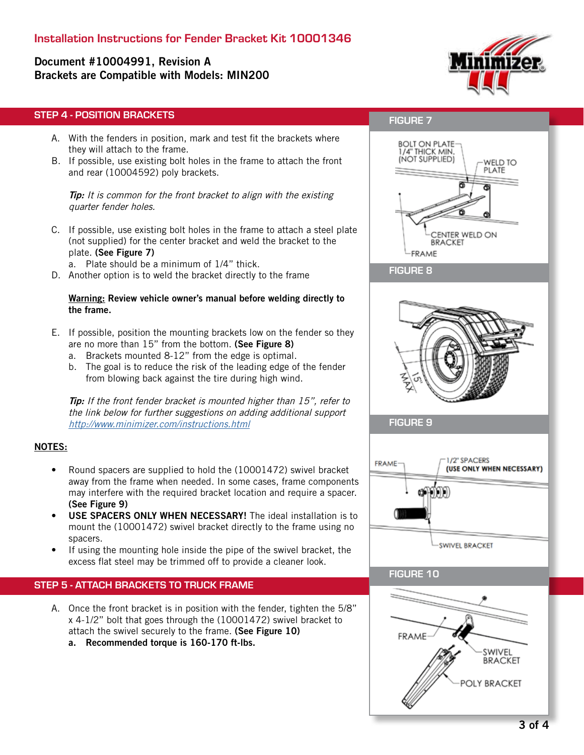## Installation Instructions for Fender Bracket Kit 10001346

**Document #10004991, Revision A**
**Brackets are Compatible with Models: MIN200**

## STEP 4 - POSITION BRACKETS

A. With the fenders in position, mark and test fit the brackets where they will attach to the frame.

B. If possible, use existing bolt holes in the frame to attach the front and rear (10004592) poly brackets.

***Tip:*** *It is common for the front bracket to align with the existing quarter fender holes.*

C. If possible, use existing bolt holes in the frame to attach a steel plate (not supplied) for the center bracket and weld the bracket to the plate. **(See Figure 7)**
   a. Plate should be a minimum of 1/4" thick.

D. Another option is to weld the bracket directly to the frame

**Warning: Review vehicle owner's manual before welding directly to the frame.**

E. If possible, position the mounting brackets low on the fender so they are no more than 15" from the bottom. **(See Figure 8)**
   a. Brackets mounted 8-12" from the edge is optimal.
   b. The goal is to reduce the risk of the leading edge of the fender from blowing back against the tire during high wind.

***Tip:*** *If the front fender bracket is mounted higher than 15", refer to the link below for further suggestions on adding additional support* *http://www.minimizer.com/instructions.html*

**NOTES:**

- Round spacers are supplied to hold the (10001472) swivel bracket away from the frame when needed. In some cases, frame components may interfere with the required bracket location and require a spacer. **(See Figure 9)**
- **USE SPACERS ONLY WHEN NECESSARY!** The ideal installation is to mount the (10001472) swivel bracket directly to the frame using no spacers.
- If using the mounting hole inside the pipe of the swivel bracket, the excess flat steel may be trimmed off to provide a cleaner look.

**FIGURE 7**

BOLT ON PLATE 1/4" THICK MIN. (NOT SUPPLIED) — WELD TO PLATE — CENTER WELD ON BRACKET — FRAME

**FIGURE 8**

15" MAX

**FIGURE 9**

FRAME — 1/2" SPACERS (USE ONLY WHEN NECESSARY) — SWIVEL BRACKET

## STEP 5 - ATTACH BRACKETS TO TRUCK FRAME

A. Once the front bracket is in position with the fender, tighten the 5/8" x 4-1/2" bolt that goes through the (10001472) swivel bracket to attach the swivel securely to the frame. **(See Figure 10)**
   **a. Recommended torque is 160-170 ft-lbs.**

**FIGURE 10**

FRAME — SWIVEL BRACKET — POLY BRACKET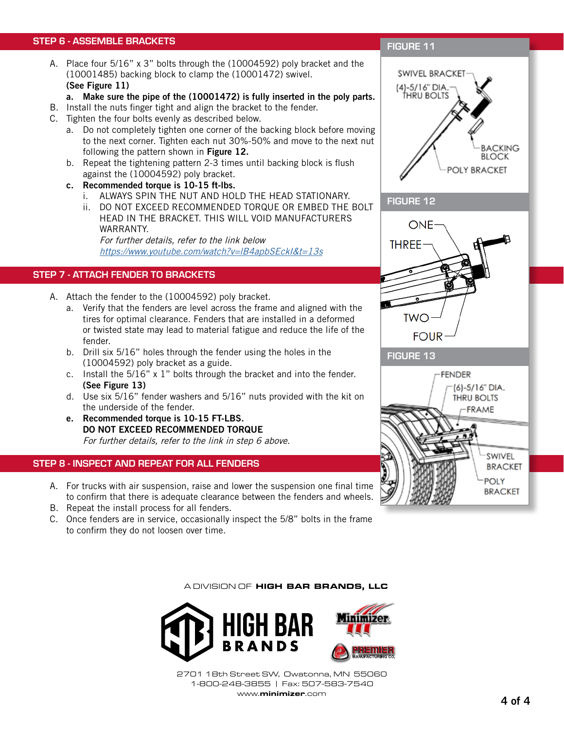## STEP 6 - ASSEMBLE BRACKETS

A. Place four 5/16" x 3" bolts through the (10004592) poly bracket and the (10001485) backing block to clamp the (10001472) swivel. **(See Figure 11)**
   a. **Make sure the pipe of the (10001472) is fully inserted in the poly parts.**

B. Install the nuts finger tight and align the bracket to the fender.

C. Tighten the four bolts evenly as described below.
   a. Do not completely tighten one corner of the backing block before moving to the next corner. Tighten each nut 30%-50% and move to the next nut following the pattern shown in **Figure 12.**
   b. Repeat the tightening pattern 2-3 times until backing block is flush against the (10004592) poly bracket.
   c. **Recommended torque is 10-15 ft-lbs.**
      i. ALWAYS SPIN THE NUT AND HOLD THE HEAD STATIONARY.
      ii. DO NOT EXCEED RECOMMENDED TORQUE OR EMBED THE BOLT HEAD IN THE BRACKET. THIS WILL VOID MANUFACTURERS WARRANTY.
      *For further details, refer to the link below*
      *https://www.youtube.com/watch?v=lB4apbSEckl&t=13s*

## STEP 7 - ATTACH FENDER TO BRACKETS

A. Attach the fender to the (10004592) poly bracket.
   a. Verify that the fenders are level across the frame and aligned with the tires for optimal clearance. Fenders that are installed in a deformed or twisted state may lead to material fatigue and reduce the life of the fender.
   b. Drill six 5/16" holes through the fender using the holes in the (10004592) poly bracket as a guide.
   c. Install the 5/16" x 1" bolts through the bracket and into the fender. **(See Figure 13)**
   d. Use six 5/16" fender washers and 5/16" nuts provided with the kit on the underside of the fender.
   e. **Recommended torque is 10-15 FT-LBS.**
   **DO NOT EXCEED RECOMMENDED TORQUE**
   *For further details, refer to the link in step 6 above.*

## STEP 8 - INSPECT AND REPEAT FOR ALL FENDERS

A. For trucks with air suspension, raise and lower the suspension one final time to confirm that there is adequate clearance between the fenders and wheels.

B. Repeat the install process for all fenders.

C. Once fenders are in service, occasionally inspect the 5/8" bolts in the frame to confirm they do not loosen over time.

**FIGURE 11**

SWIVEL BRACKET
(4)-5/16" DIA. THRU BOLTS
BACKING BLOCK
POLY BRACKET

**FIGURE 12**

ONE
THREE
TWO
FOUR

**FIGURE 13**

FENDER
(6)-5/16" DIA. THRU BOLTS
FRAME
SWIVEL BRACKET
POLY BRACKET

A DIVISION OF **HIGH BAR BRANDS, LLC**

HIGH BAR BRANDS

Minimizer

PREMIER MANUFACTURING CO.

2701 18th Street SW, Owatonna, MN 55060
1-800-248-3855 | Fax: 507-583-7540
www.**minimizer**.com